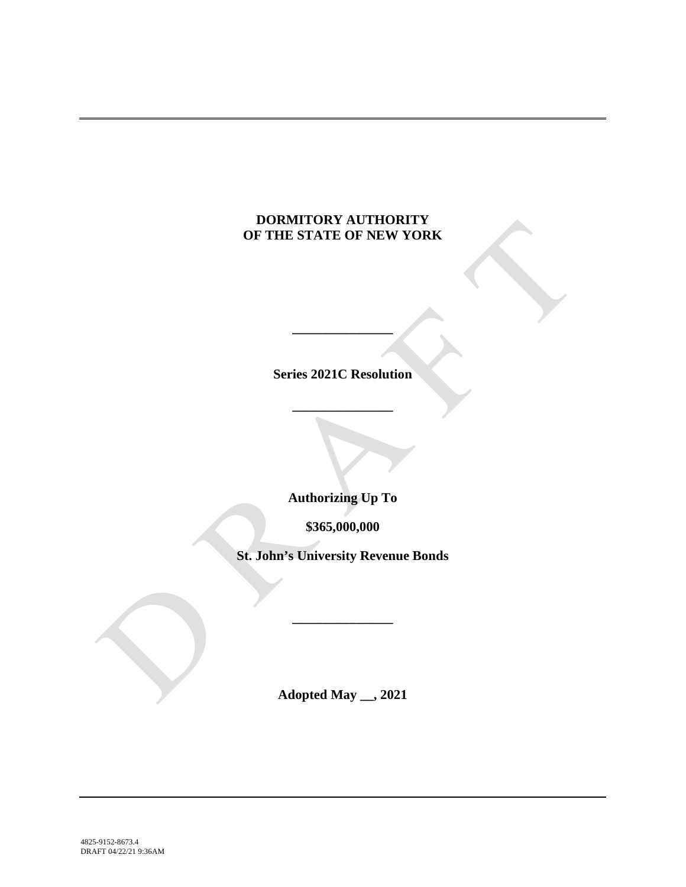**DORMITORY AUTHORITY**
**OF THE STATE OF NEW YORK**

**\_\_\_\_\_\_\_\_\_\_\_\_\_\_\_**

**Series 2021C Resolution**

**\_\_\_\_\_\_\_\_\_\_\_\_\_\_\_**

**Authorizing Up To**

**$365,000,000**

**St. John's University Revenue Bonds**

**\_\_\_\_\_\_\_\_\_\_\_\_\_\_\_**

**Adopted May \_\_, 2021**

4825-9152-8673.4
DRAFT 04/22/21 9:36AM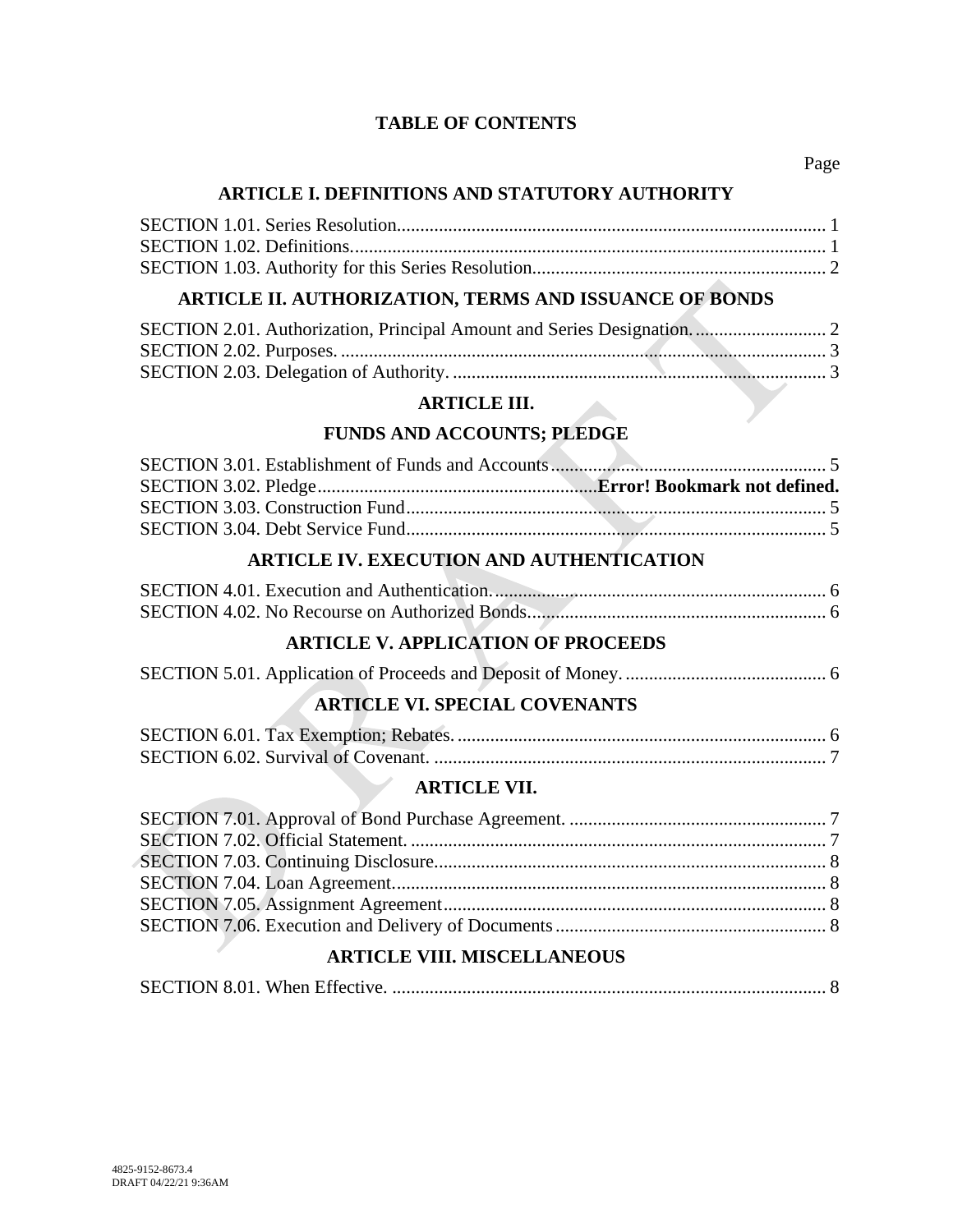**TABLE OF CONTENTS**

Page

**ARTICLE I. DEFINITIONS AND STATUTORY AUTHORITY**

SECTION 1.01. Series Resolution........................................................................................... 1
SECTION 1.02. Definitions..................................................................................................... 1
SECTION 1.03. Authority for this Series Resolution.............................................................. 2

**ARTICLE II. AUTHORIZATION, TERMS AND ISSUANCE OF BONDS**

SECTION 2.01. Authorization, Principal Amount and Series Designation............................ 2
SECTION 2.02. Purposes. ....................................................................................................... 3
SECTION 2.03. Delegation of Authority. ............................................................................... 3

**ARTICLE III.**

**FUNDS AND ACCOUNTS; PLEDGE**

SECTION 3.01. Establishment of Funds and Accounts.......................................................... 5
SECTION 3.02. Pledge...........................................................**Error! Bookmark not defined.**
SECTION 3.03. Construction Fund......................................................................................... 5
SECTION 3.04. Debt Service Fund......................................................................................... 5

**ARTICLE IV. EXECUTION AND AUTHENTICATION**

SECTION 4.01. Execution and Authentication....................................................................... 6
SECTION 4.02. No Recourse on Authorized Bonds............................................................... 6

**ARTICLE V. APPLICATION OF PROCEEDS**

SECTION 5.01. Application of Proceeds and Deposit of Money. .......................................... 6

**ARTICLE VI. SPECIAL COVENANTS**

SECTION 6.01. Tax Exemption; Rebates. .............................................................................. 6
SECTION 6.02. Survival of Covenant. ................................................................................... 7

**ARTICLE VII.**

SECTION 7.01. Approval of Bond Purchase Agreement. ...................................................... 7
SECTION 7.02. Official Statement. ........................................................................................ 7
SECTION 7.03. Continuing Disclosure................................................................................... 8
SECTION 7.04. Loan Agreement............................................................................................ 8
SECTION 7.05. Assignment Agreement................................................................................. 8
SECTION 7.06. Execution and Delivery of Documents......................................................... 8

**ARTICLE VIII. MISCELLANEOUS**

SECTION 8.01. When Effective. ............................................................................................ 8

4825-9152-8673.4
DRAFT 04/22/21 9:36AM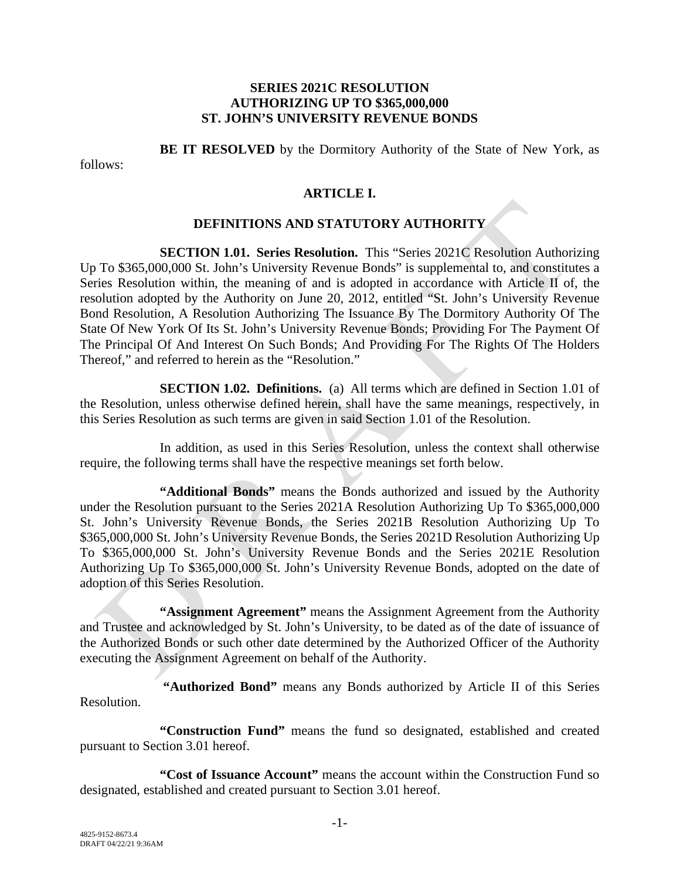**SERIES 2021C RESOLUTION**
**AUTHORIZING UP TO $365,000,000**
**ST. JOHN'S UNIVERSITY REVENUE BONDS**

**BE IT RESOLVED** by the Dormitory Authority of the State of New York, as follows:

## ARTICLE I.

## DEFINITIONS AND STATUTORY AUTHORITY

**SECTION 1.01. Series Resolution.** This "Series 2021C Resolution Authorizing Up To $365,000,000 St. John's University Revenue Bonds" is supplemental to, and constitutes a Series Resolution within, the meaning of and is adopted in accordance with Article II of, the resolution adopted by the Authority on June 20, 2012, entitled "St. John's University Revenue Bond Resolution, A Resolution Authorizing The Issuance By The Dormitory Authority Of The State Of New York Of Its St. John's University Revenue Bonds; Providing For The Payment Of The Principal Of And Interest On Such Bonds; And Providing For The Rights Of The Holders Thereof," and referred to herein as the "Resolution."

**SECTION 1.02. Definitions.** (a) All terms which are defined in Section 1.01 of the Resolution, unless otherwise defined herein, shall have the same meanings, respectively, in this Series Resolution as such terms are given in said Section 1.01 of the Resolution.

In addition, as used in this Series Resolution, unless the context shall otherwise require, the following terms shall have the respective meanings set forth below.

**"Additional Bonds"** means the Bonds authorized and issued by the Authority under the Resolution pursuant to the Series 2021A Resolution Authorizing Up To $365,000,000 St. John's University Revenue Bonds, the Series 2021B Resolution Authorizing Up To $365,000,000 St. John's University Revenue Bonds, the Series 2021D Resolution Authorizing Up To $365,000,000 St. John's University Revenue Bonds and the Series 2021E Resolution Authorizing Up To $365,000,000 St. John's University Revenue Bonds, adopted on the date of adoption of this Series Resolution.

**"Assignment Agreement"** means the Assignment Agreement from the Authority and Trustee and acknowledged by St. John's University, to be dated as of the date of issuance of the Authorized Bonds or such other date determined by the Authorized Officer of the Authority executing the Assignment Agreement on behalf of the Authority.

**"Authorized Bond"** means any Bonds authorized by Article II of this Series Resolution.

**"Construction Fund"** means the fund so designated, established and created pursuant to Section 3.01 hereof.

**"Cost of Issuance Account"** means the account within the Construction Fund so designated, established and created pursuant to Section 3.01 hereof.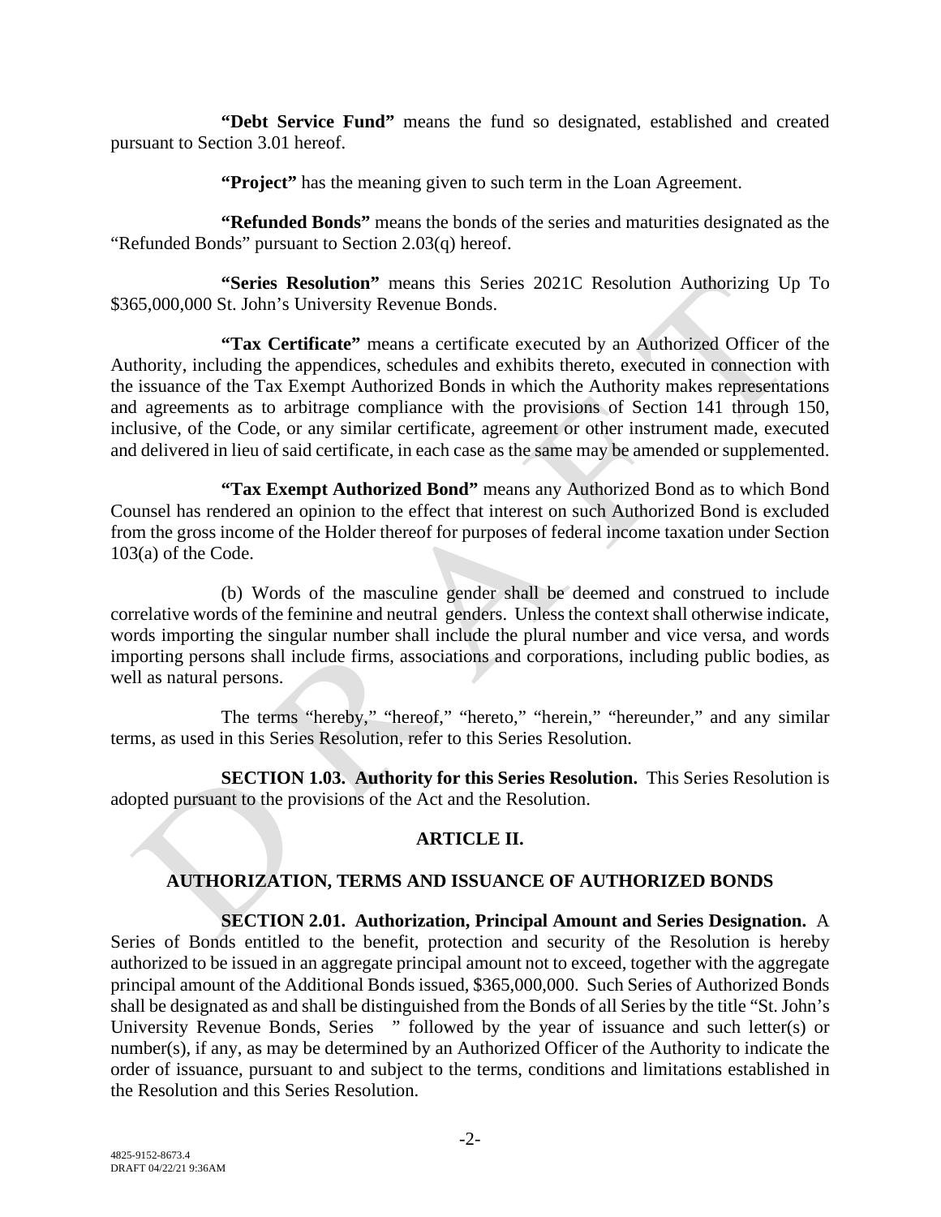**"Debt Service Fund"** means the fund so designated, established and created pursuant to Section 3.01 hereof.

**"Project"** has the meaning given to such term in the Loan Agreement.

**"Refunded Bonds"** means the bonds of the series and maturities designated as the "Refunded Bonds" pursuant to Section 2.03(q) hereof.

**"Series Resolution"** means this Series 2021C Resolution Authorizing Up To $365,000,000 St. John's University Revenue Bonds.

**"Tax Certificate"** means a certificate executed by an Authorized Officer of the Authority, including the appendices, schedules and exhibits thereto, executed in connection with the issuance of the Tax Exempt Authorized Bonds in which the Authority makes representations and agreements as to arbitrage compliance with the provisions of Section 141 through 150, inclusive, of the Code, or any similar certificate, agreement or other instrument made, executed and delivered in lieu of said certificate, in each case as the same may be amended or supplemented.

**"Tax Exempt Authorized Bond"** means any Authorized Bond as to which Bond Counsel has rendered an opinion to the effect that interest on such Authorized Bond is excluded from the gross income of the Holder thereof for purposes of federal income taxation under Section 103(a) of the Code.

(b) Words of the masculine gender shall be deemed and construed to include correlative words of the feminine and neutral genders. Unless the context shall otherwise indicate, words importing the singular number shall include the plural number and vice versa, and words importing persons shall include firms, associations and corporations, including public bodies, as well as natural persons.

The terms "hereby," "hereof," "hereto," "herein," "hereunder," and any similar terms, as used in this Series Resolution, refer to this Series Resolution.

**SECTION 1.03. Authority for this Series Resolution.** This Series Resolution is adopted pursuant to the provisions of the Act and the Resolution.

## ARTICLE II.

## AUTHORIZATION, TERMS AND ISSUANCE OF AUTHORIZED BONDS

**SECTION 2.01. Authorization, Principal Amount and Series Designation.** A Series of Bonds entitled to the benefit, protection and security of the Resolution is hereby authorized to be issued in an aggregate principal amount not to exceed, together with the aggregate principal amount of the Additional Bonds issued, $365,000,000. Such Series of Authorized Bonds shall be designated as and shall be distinguished from the Bonds of all Series by the title "St. John's University Revenue Bonds, Series " followed by the year of issuance and such letter(s) or number(s), if any, as may be determined by an Authorized Officer of the Authority to indicate the order of issuance, pursuant to and subject to the terms, conditions and limitations established in the Resolution and this Series Resolution.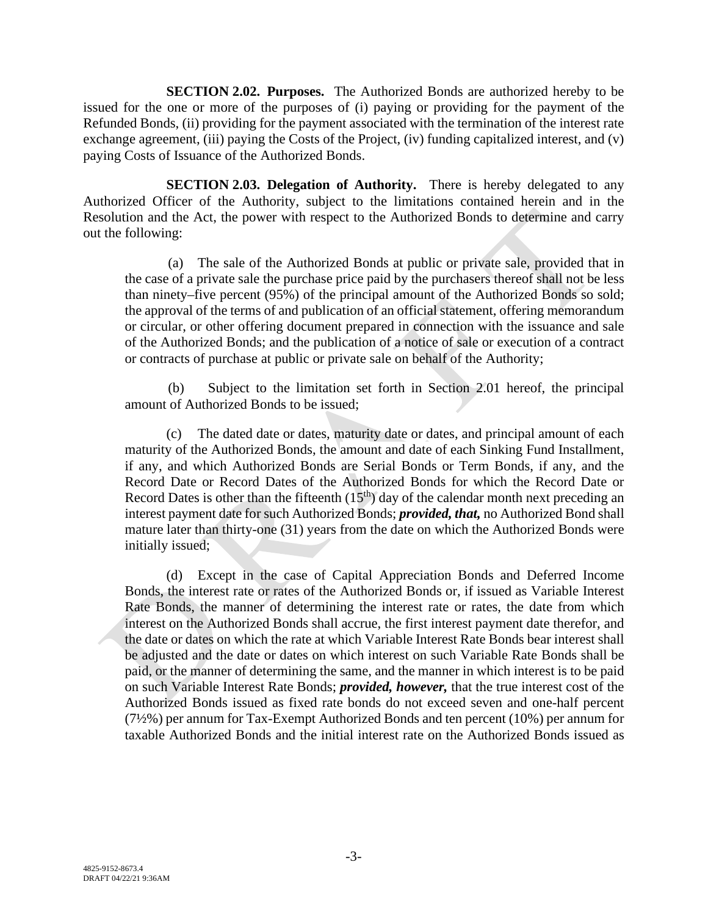**SECTION 2.02. Purposes.** The Authorized Bonds are authorized hereby to be issued for the one or more of the purposes of (i) paying or providing for the payment of the Refunded Bonds, (ii) providing for the payment associated with the termination of the interest rate exchange agreement, (iii) paying the Costs of the Project, (iv) funding capitalized interest, and (v) paying Costs of Issuance of the Authorized Bonds.

**SECTION 2.03. Delegation of Authority.** There is hereby delegated to any Authorized Officer of the Authority, subject to the limitations contained herein and in the Resolution and the Act, the power with respect to the Authorized Bonds to determine and carry out the following:

(a) The sale of the Authorized Bonds at public or private sale, provided that in the case of a private sale the purchase price paid by the purchasers thereof shall not be less than ninety–five percent (95%) of the principal amount of the Authorized Bonds so sold; the approval of the terms of and publication of an official statement, offering memorandum or circular, or other offering document prepared in connection with the issuance and sale of the Authorized Bonds; and the publication of a notice of sale or execution of a contract or contracts of purchase at public or private sale on behalf of the Authority;

(b) Subject to the limitation set forth in Section 2.01 hereof, the principal amount of Authorized Bonds to be issued;

(c) The dated date or dates, maturity date or dates, and principal amount of each maturity of the Authorized Bonds, the amount and date of each Sinking Fund Installment, if any, and which Authorized Bonds are Serial Bonds or Term Bonds, if any, and the Record Date or Record Dates of the Authorized Bonds for which the Record Date or Record Dates is other than the fifteenth (15th) day of the calendar month next preceding an interest payment date for such Authorized Bonds; ***provided, that,*** no Authorized Bond shall mature later than thirty-one (31) years from the date on which the Authorized Bonds were initially issued;

(d) Except in the case of Capital Appreciation Bonds and Deferred Income Bonds, the interest rate or rates of the Authorized Bonds or, if issued as Variable Interest Rate Bonds, the manner of determining the interest rate or rates, the date from which interest on the Authorized Bonds shall accrue, the first interest payment date therefor, and the date or dates on which the rate at which Variable Interest Rate Bonds bear interest shall be adjusted and the date or dates on which interest on such Variable Rate Bonds shall be paid, or the manner of determining the same, and the manner in which interest is to be paid on such Variable Interest Rate Bonds; ***provided, however,*** that the true interest cost of the Authorized Bonds issued as fixed rate bonds do not exceed seven and one-half percent (7½%) per annum for Tax-Exempt Authorized Bonds and ten percent (10%) per annum for taxable Authorized Bonds and the initial interest rate on the Authorized Bonds issued as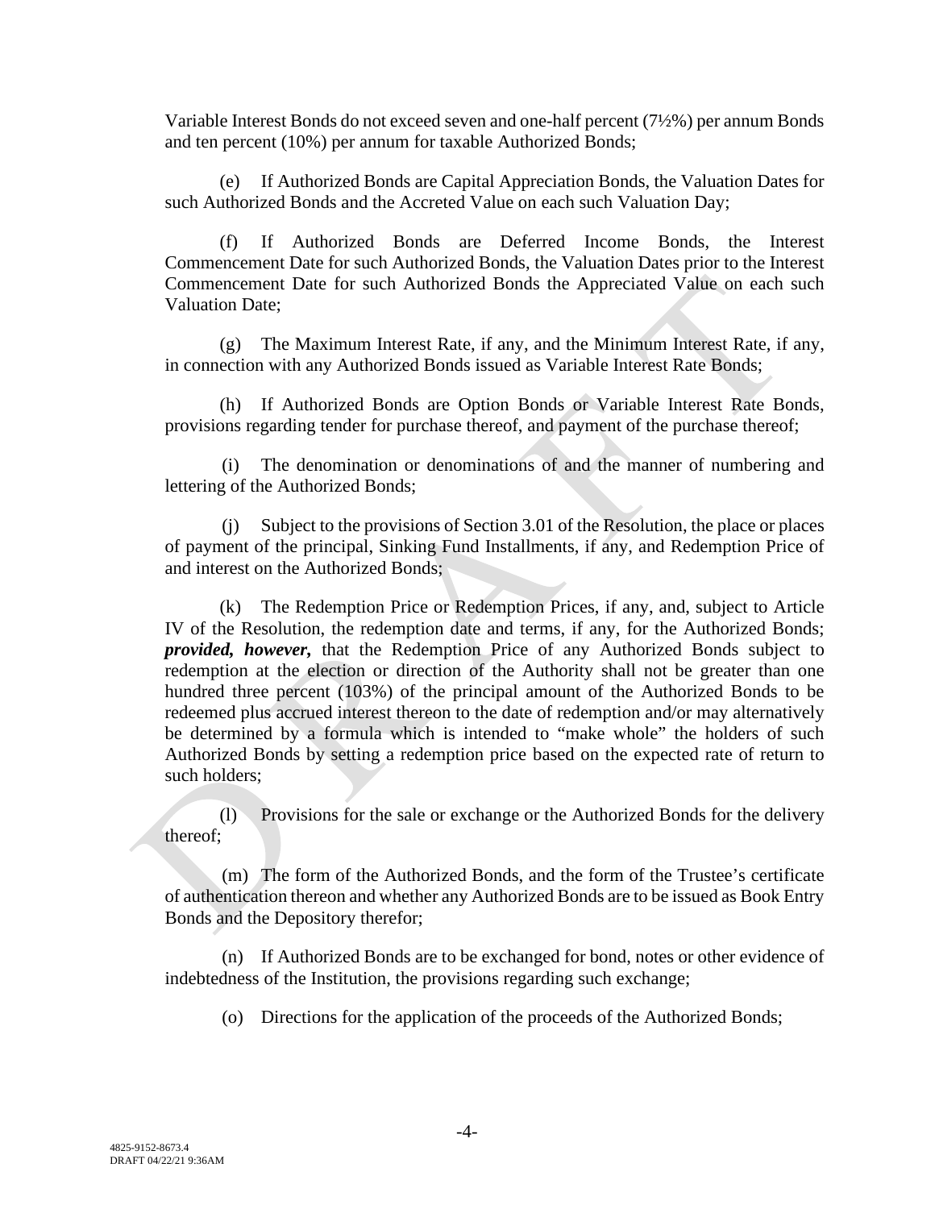Variable Interest Bonds do not exceed seven and one-half percent (7½%) per annum Bonds and ten percent (10%) per annum for taxable Authorized Bonds;

(e) If Authorized Bonds are Capital Appreciation Bonds, the Valuation Dates for such Authorized Bonds and the Accreted Value on each such Valuation Day;

(f) If Authorized Bonds are Deferred Income Bonds, the Interest Commencement Date for such Authorized Bonds, the Valuation Dates prior to the Interest Commencement Date for such Authorized Bonds the Appreciated Value on each such Valuation Date;

(g) The Maximum Interest Rate, if any, and the Minimum Interest Rate, if any, in connection with any Authorized Bonds issued as Variable Interest Rate Bonds;

(h) If Authorized Bonds are Option Bonds or Variable Interest Rate Bonds, provisions regarding tender for purchase thereof, and payment of the purchase thereof;

(i) The denomination or denominations of and the manner of numbering and lettering of the Authorized Bonds;

(j) Subject to the provisions of Section 3.01 of the Resolution, the place or places of payment of the principal, Sinking Fund Installments, if any, and Redemption Price of and interest on the Authorized Bonds;

(k) The Redemption Price or Redemption Prices, if any, and, subject to Article IV of the Resolution, the redemption date and terms, if any, for the Authorized Bonds; ***provided, however,*** that the Redemption Price of any Authorized Bonds subject to redemption at the election or direction of the Authority shall not be greater than one hundred three percent (103%) of the principal amount of the Authorized Bonds to be redeemed plus accrued interest thereon to the date of redemption and/or may alternatively be determined by a formula which is intended to "make whole" the holders of such Authorized Bonds by setting a redemption price based on the expected rate of return to such holders;

(l) Provisions for the sale or exchange or the Authorized Bonds for the delivery thereof;

(m) The form of the Authorized Bonds, and the form of the Trustee's certificate of authentication thereon and whether any Authorized Bonds are to be issued as Book Entry Bonds and the Depository therefor;

(n) If Authorized Bonds are to be exchanged for bond, notes or other evidence of indebtedness of the Institution, the provisions regarding such exchange;

(o) Directions for the application of the proceeds of the Authorized Bonds;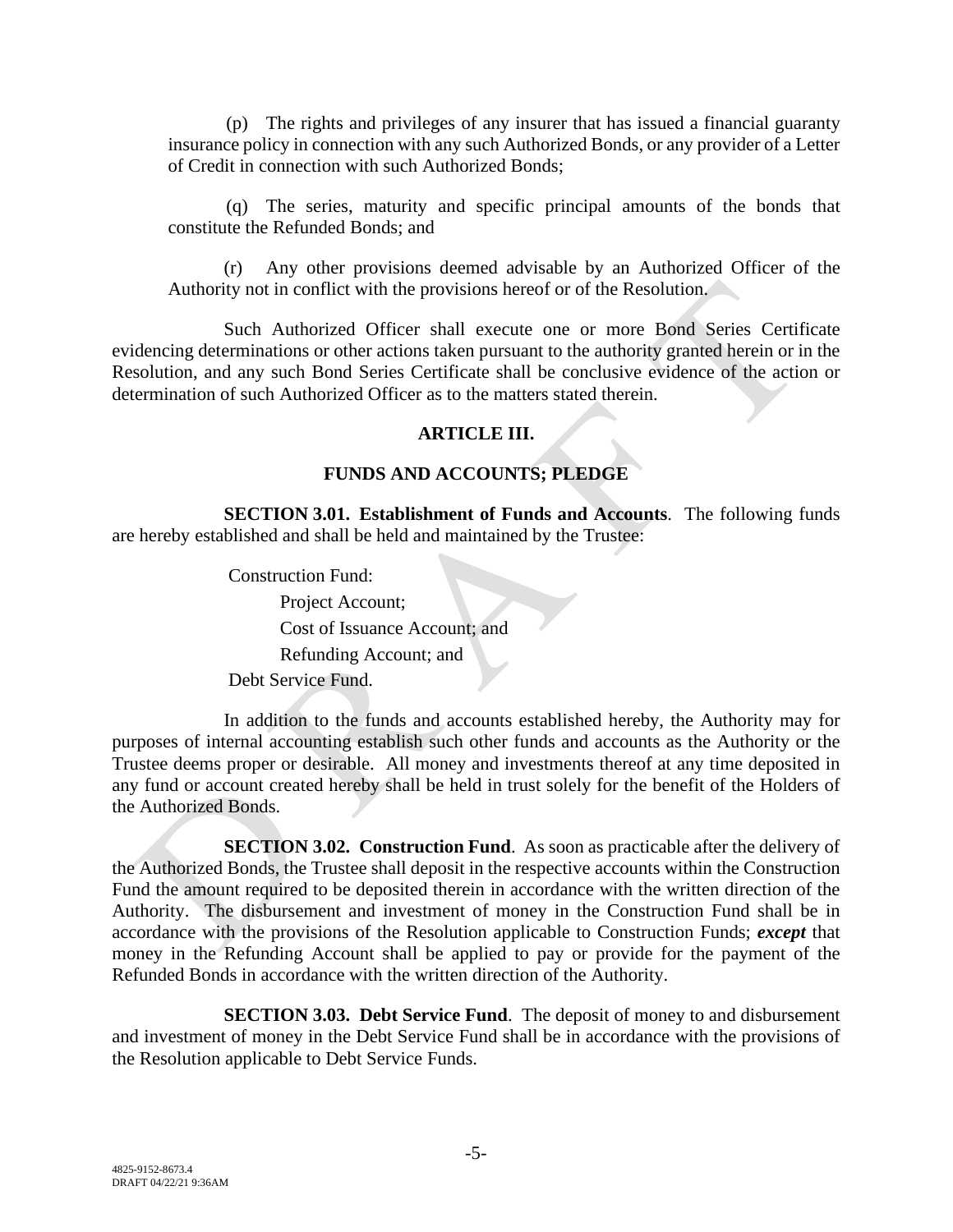(p) The rights and privileges of any insurer that has issued a financial guaranty insurance policy in connection with any such Authorized Bonds, or any provider of a Letter of Credit in connection with such Authorized Bonds;

(q) The series, maturity and specific principal amounts of the bonds that constitute the Refunded Bonds; and

(r) Any other provisions deemed advisable by an Authorized Officer of the Authority not in conflict with the provisions hereof or of the Resolution.

Such Authorized Officer shall execute one or more Bond Series Certificate evidencing determinations or other actions taken pursuant to the authority granted herein or in the Resolution, and any such Bond Series Certificate shall be conclusive evidence of the action or determination of such Authorized Officer as to the matters stated therein.

## ARTICLE III.

## FUNDS AND ACCOUNTS; PLEDGE

**SECTION 3.01. Establishment of Funds and Accounts**. The following funds are hereby established and shall be held and maintained by the Trustee:

Construction Fund:

- Project Account;
- Cost of Issuance Account; and
- Refunding Account; and

Debt Service Fund.

In addition to the funds and accounts established hereby, the Authority may for purposes of internal accounting establish such other funds and accounts as the Authority or the Trustee deems proper or desirable. All money and investments thereof at any time deposited in any fund or account created hereby shall be held in trust solely for the benefit of the Holders of the Authorized Bonds.

**SECTION 3.02. Construction Fund**. As soon as practicable after the delivery of the Authorized Bonds, the Trustee shall deposit in the respective accounts within the Construction Fund the amount required to be deposited therein in accordance with the written direction of the Authority. The disbursement and investment of money in the Construction Fund shall be in accordance with the provisions of the Resolution applicable to Construction Funds; ***except*** that money in the Refunding Account shall be applied to pay or provide for the payment of the Refunded Bonds in accordance with the written direction of the Authority.

**SECTION 3.03. Debt Service Fund**. The deposit of money to and disbursement and investment of money in the Debt Service Fund shall be in accordance with the provisions of the Resolution applicable to Debt Service Funds.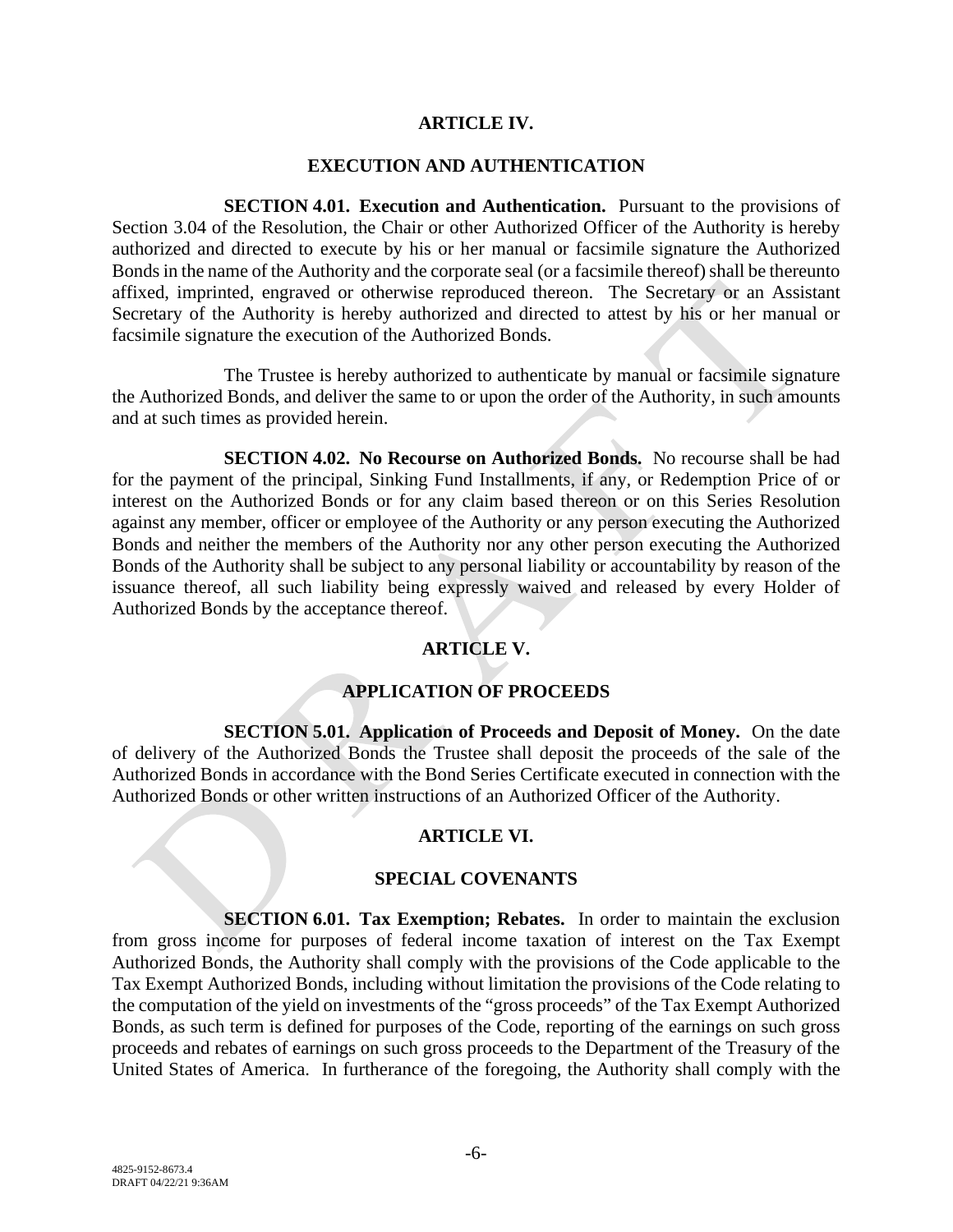## ARTICLE IV.

## EXECUTION AND AUTHENTICATION

**SECTION 4.01. Execution and Authentication.** Pursuant to the provisions of Section 3.04 of the Resolution, the Chair or other Authorized Officer of the Authority is hereby authorized and directed to execute by his or her manual or facsimile signature the Authorized Bonds in the name of the Authority and the corporate seal (or a facsimile thereof) shall be thereunto affixed, imprinted, engraved or otherwise reproduced thereon. The Secretary or an Assistant Secretary of the Authority is hereby authorized and directed to attest by his or her manual or facsimile signature the execution of the Authorized Bonds.

The Trustee is hereby authorized to authenticate by manual or facsimile signature the Authorized Bonds, and deliver the same to or upon the order of the Authority, in such amounts and at such times as provided herein.

**SECTION 4.02. No Recourse on Authorized Bonds.** No recourse shall be had for the payment of the principal, Sinking Fund Installments, if any, or Redemption Price of or interest on the Authorized Bonds or for any claim based thereon or on this Series Resolution against any member, officer or employee of the Authority or any person executing the Authorized Bonds and neither the members of the Authority nor any other person executing the Authorized Bonds of the Authority shall be subject to any personal liability or accountability by reason of the issuance thereof, all such liability being expressly waived and released by every Holder of Authorized Bonds by the acceptance thereof.

## ARTICLE V.

## APPLICATION OF PROCEEDS

**SECTION 5.01. Application of Proceeds and Deposit of Money.** On the date of delivery of the Authorized Bonds the Trustee shall deposit the proceeds of the sale of the Authorized Bonds in accordance with the Bond Series Certificate executed in connection with the Authorized Bonds or other written instructions of an Authorized Officer of the Authority.

## ARTICLE VI.

## SPECIAL COVENANTS

**SECTION 6.01. Tax Exemption; Rebates.** In order to maintain the exclusion from gross income for purposes of federal income taxation of interest on the Tax Exempt Authorized Bonds, the Authority shall comply with the provisions of the Code applicable to the Tax Exempt Authorized Bonds, including without limitation the provisions of the Code relating to the computation of the yield on investments of the "gross proceeds" of the Tax Exempt Authorized Bonds, as such term is defined for purposes of the Code, reporting of the earnings on such gross proceeds and rebates of earnings on such gross proceeds to the Department of the Treasury of the United States of America. In furtherance of the foregoing, the Authority shall comply with the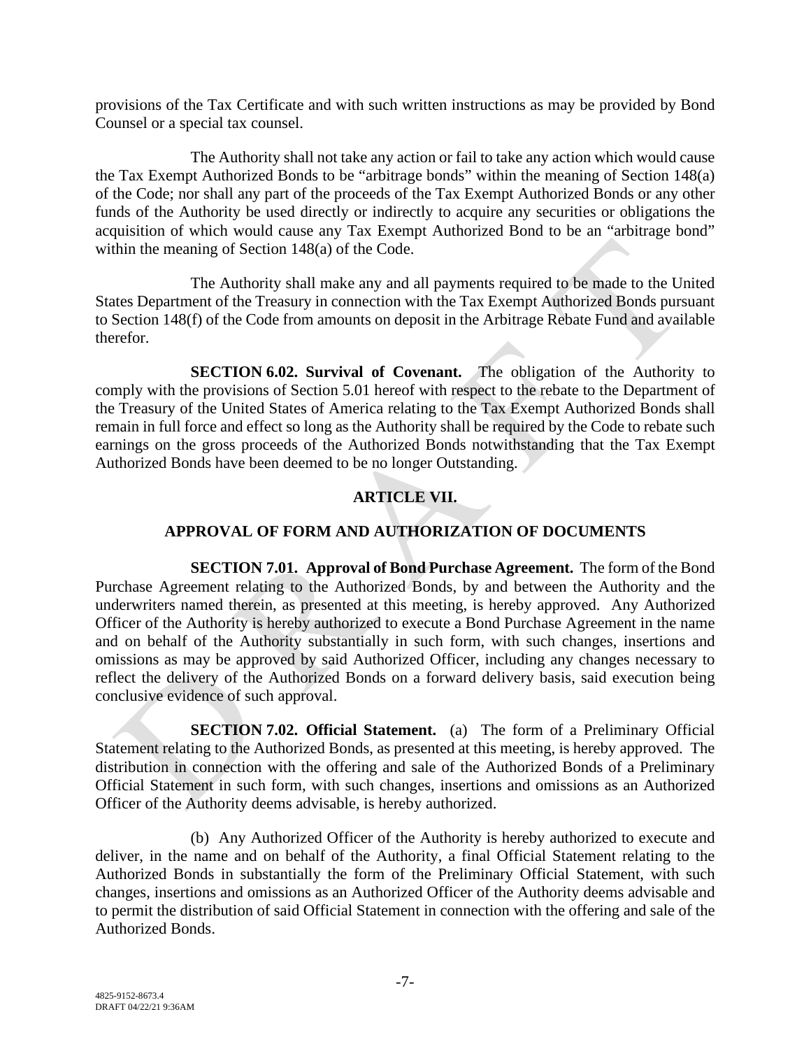provisions of the Tax Certificate and with such written instructions as may be provided by Bond Counsel or a special tax counsel.

The Authority shall not take any action or fail to take any action which would cause the Tax Exempt Authorized Bonds to be "arbitrage bonds" within the meaning of Section 148(a) of the Code; nor shall any part of the proceeds of the Tax Exempt Authorized Bonds or any other funds of the Authority be used directly or indirectly to acquire any securities or obligations the acquisition of which would cause any Tax Exempt Authorized Bond to be an "arbitrage bond" within the meaning of Section 148(a) of the Code.

The Authority shall make any and all payments required to be made to the United States Department of the Treasury in connection with the Tax Exempt Authorized Bonds pursuant to Section 148(f) of the Code from amounts on deposit in the Arbitrage Rebate Fund and available therefor.

**SECTION 6.02. Survival of Covenant.** The obligation of the Authority to comply with the provisions of Section 5.01 hereof with respect to the rebate to the Department of the Treasury of the United States of America relating to the Tax Exempt Authorized Bonds shall remain in full force and effect so long as the Authority shall be required by the Code to rebate such earnings on the gross proceeds of the Authorized Bonds notwithstanding that the Tax Exempt Authorized Bonds have been deemed to be no longer Outstanding.

## ARTICLE VII.

## APPROVAL OF FORM AND AUTHORIZATION OF DOCUMENTS

**SECTION 7.01. Approval of Bond Purchase Agreement.** The form of the Bond Purchase Agreement relating to the Authorized Bonds, by and between the Authority and the underwriters named therein, as presented at this meeting, is hereby approved. Any Authorized Officer of the Authority is hereby authorized to execute a Bond Purchase Agreement in the name and on behalf of the Authority substantially in such form, with such changes, insertions and omissions as may be approved by said Authorized Officer, including any changes necessary to reflect the delivery of the Authorized Bonds on a forward delivery basis, said execution being conclusive evidence of such approval.

**SECTION 7.02. Official Statement.** (a) The form of a Preliminary Official Statement relating to the Authorized Bonds, as presented at this meeting, is hereby approved. The distribution in connection with the offering and sale of the Authorized Bonds of a Preliminary Official Statement in such form, with such changes, insertions and omissions as an Authorized Officer of the Authority deems advisable, is hereby authorized.

(b) Any Authorized Officer of the Authority is hereby authorized to execute and deliver, in the name and on behalf of the Authority, a final Official Statement relating to the Authorized Bonds in substantially the form of the Preliminary Official Statement, with such changes, insertions and omissions as an Authorized Officer of the Authority deems advisable and to permit the distribution of said Official Statement in connection with the offering and sale of the Authorized Bonds.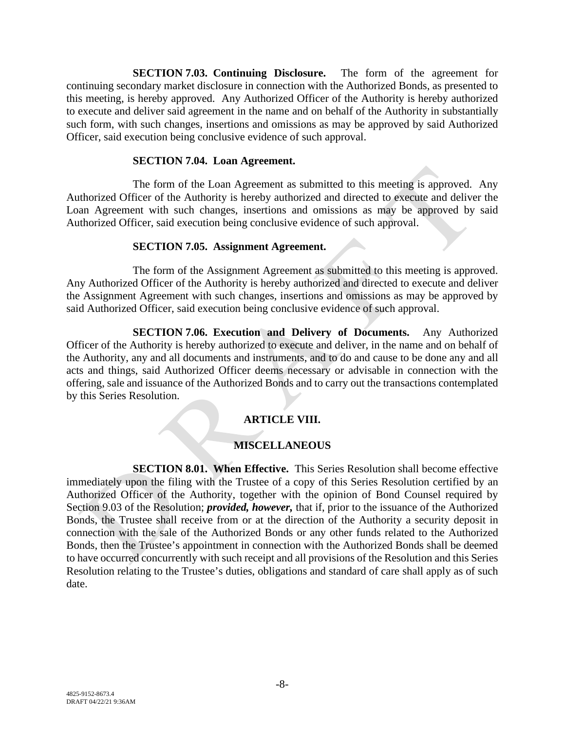**SECTION 7.03. Continuing Disclosure.** The form of the agreement for continuing secondary market disclosure in connection with the Authorized Bonds, as presented to this meeting, is hereby approved. Any Authorized Officer of the Authority is hereby authorized to execute and deliver said agreement in the name and on behalf of the Authority in substantially such form, with such changes, insertions and omissions as may be approved by said Authorized Officer, said execution being conclusive evidence of such approval.

**SECTION 7.04. Loan Agreement.**

The form of the Loan Agreement as submitted to this meeting is approved. Any Authorized Officer of the Authority is hereby authorized and directed to execute and deliver the Loan Agreement with such changes, insertions and omissions as may be approved by said Authorized Officer, said execution being conclusive evidence of such approval.

**SECTION 7.05. Assignment Agreement.**

The form of the Assignment Agreement as submitted to this meeting is approved. Any Authorized Officer of the Authority is hereby authorized and directed to execute and deliver the Assignment Agreement with such changes, insertions and omissions as may be approved by said Authorized Officer, said execution being conclusive evidence of such approval.

**SECTION 7.06. Execution and Delivery of Documents.** Any Authorized Officer of the Authority is hereby authorized to execute and deliver, in the name and on behalf of the Authority, any and all documents and instruments, and to do and cause to be done any and all acts and things, said Authorized Officer deems necessary or advisable in connection with the offering, sale and issuance of the Authorized Bonds and to carry out the transactions contemplated by this Series Resolution.

## ARTICLE VIII.

## MISCELLANEOUS

**SECTION 8.01. When Effective.** This Series Resolution shall become effective immediately upon the filing with the Trustee of a copy of this Series Resolution certified by an Authorized Officer of the Authority, together with the opinion of Bond Counsel required by Section 9.03 of the Resolution; ***provided, however,*** that if, prior to the issuance of the Authorized Bonds, the Trustee shall receive from or at the direction of the Authority a security deposit in connection with the sale of the Authorized Bonds or any other funds related to the Authorized Bonds, then the Trustee's appointment in connection with the Authorized Bonds shall be deemed to have occurred concurrently with such receipt and all provisions of the Resolution and this Series Resolution relating to the Trustee's duties, obligations and standard of care shall apply as of such date.

4825-9152-8673.4
DRAFT 04/22/21 9:36AM